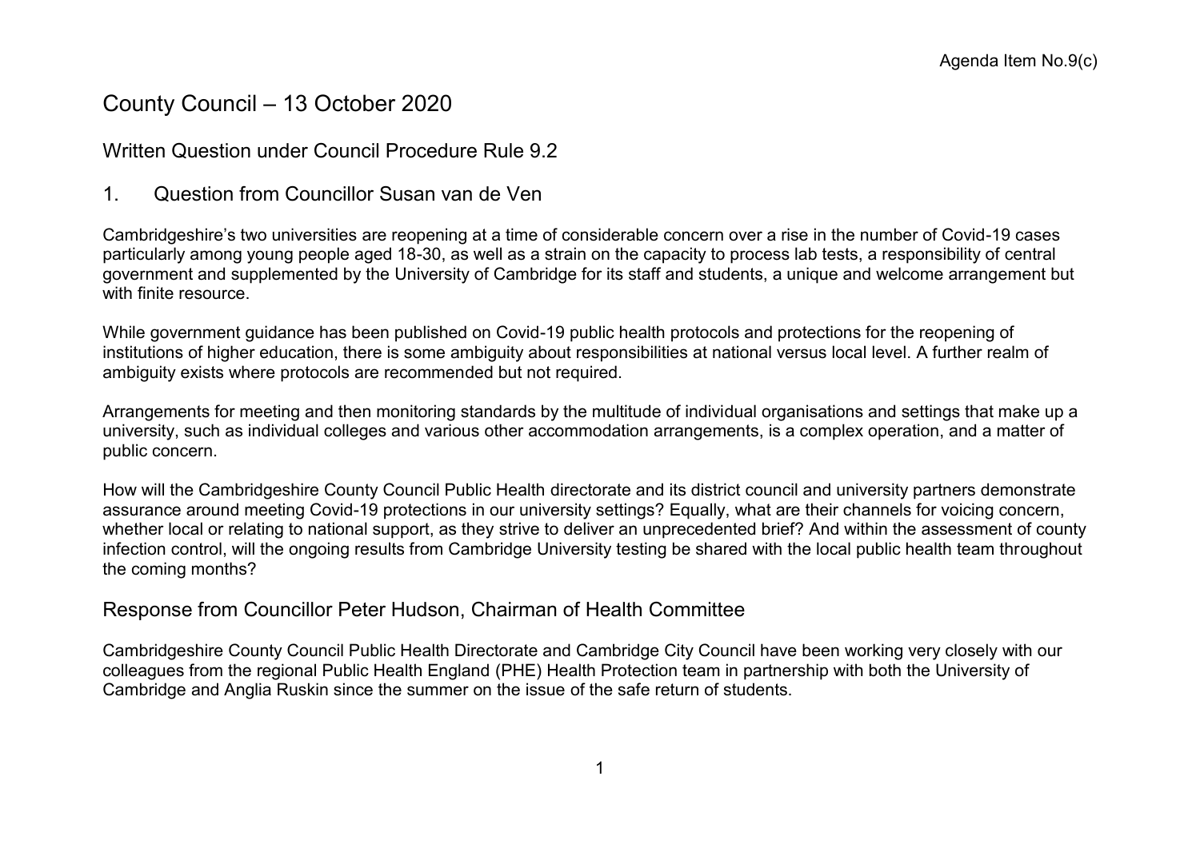Agenda Item No.9(c)

# County Council – 13 October 2020

## Written Question under Council Procedure Rule 9.2

## 1. Question from Councillor Susan van de Ven

Cambridgeshire's two universities are reopening at a time of considerable concern over a rise in the number of Covid-19 cases particularly among young people aged 18-30, as well as a strain on the capacity to process lab tests, a responsibility of central government and supplemented by the University of Cambridge for its staff and students, a unique and welcome arrangement but with finite resource.

While government guidance has been published on Covid-19 public health protocols and protections for the reopening of institutions of higher education, there is some ambiguity about responsibilities at national versus local level. A further realm of ambiguity exists where protocols are recommended but not required.

Arrangements for meeting and then monitoring standards by the multitude of individual organisations and settings that make up a university, such as individual colleges and various other accommodation arrangements, is a complex operation, and a matter of public concern.

How will the Cambridgeshire County Council Public Health directorate and its district council and university partners demonstrate assurance around meeting Covid-19 protections in our university settings? Equally, what are their channels for voicing concern, whether local or relating to national support, as they strive to deliver an unprecedented brief? And within the assessment of county infection control, will the ongoing results from Cambridge University testing be shared with the local public health team throughout the coming months?

## Response from Councillor Peter Hudson, Chairman of Health Committee

Cambridgeshire County Council Public Health Directorate and Cambridge City Council have been working very closely with our colleagues from the regional Public Health England (PHE) Health Protection team in partnership with both the University of Cambridge and Anglia Ruskin since the summer on the issue of the safe return of students.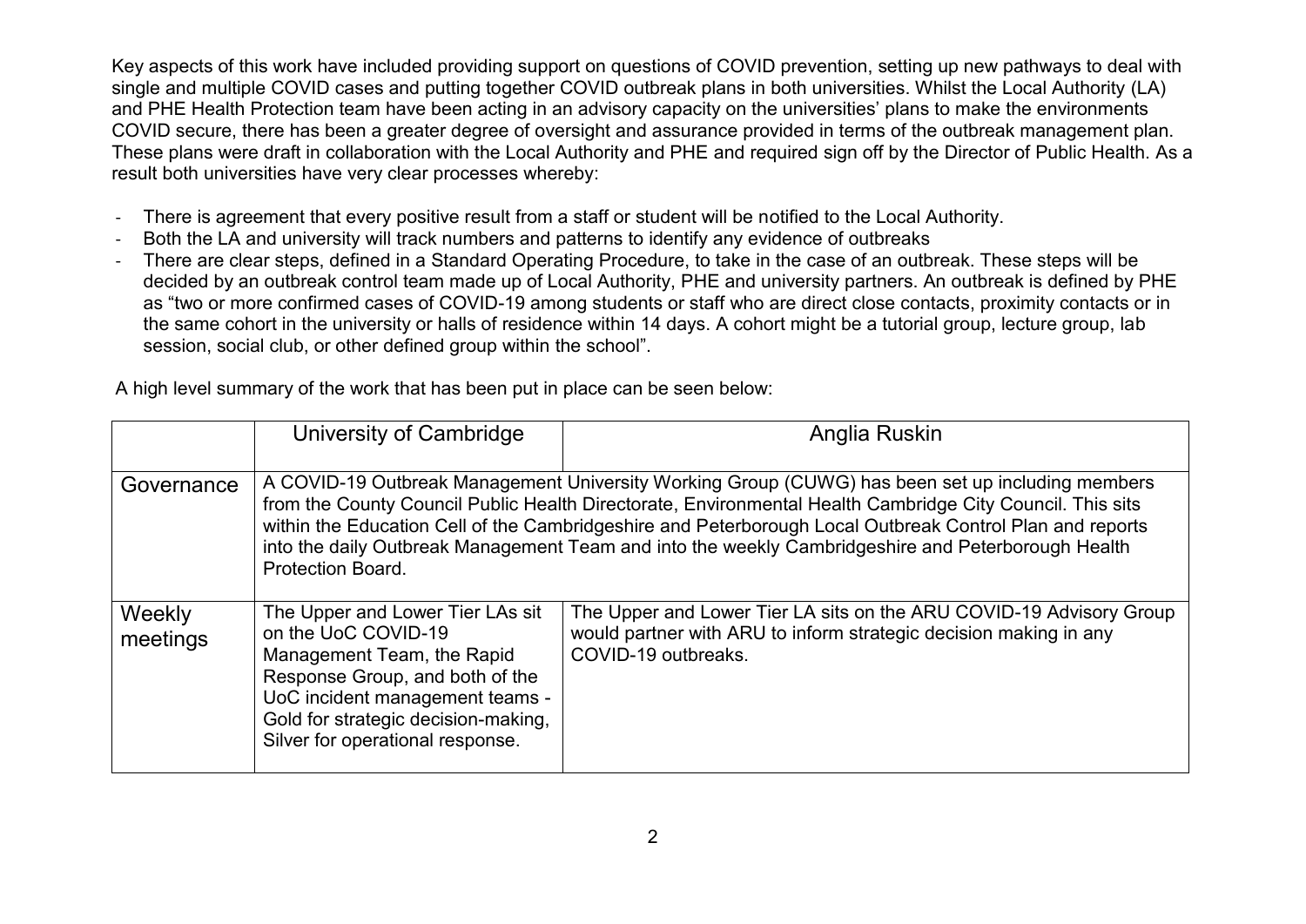Key aspects of this work have included providing support on questions of COVID prevention, setting up new pathways to deal with single and multiple COVID cases and putting together COVID outbreak plans in both universities. Whilst the Local Authority (LA) and PHE Health Protection team have been acting in an advisory capacity on the universities' plans to make the environments COVID secure, there has been a greater degree of oversight and assurance provided in terms of the outbreak management plan. These plans were draft in collaboration with the Local Authority and PHE and required sign off by the Director of Public Health. As a result both universities have very clear processes whereby:

- There is agreement that every positive result from a staff or student will be notified to the Local Authority.
- Both the LA and university will track numbers and patterns to identify any evidence of outbreaks
- There are clear steps, defined in a Standard Operating Procedure, to take in the case of an outbreak. These steps will be decided by an outbreak control team made up of Local Authority, PHE and university partners. An outbreak is defined by PHE as "two or more confirmed cases of COVID-19 among students or staff who are direct close contacts, proximity contacts or in the same cohort in the university or halls of residence within 14 days. A cohort might be a tutorial group, lecture group, lab session, social club, or other defined group within the school".

A high level summary of the work that has been put in place can be seen below:

| | University of Cambridge | Anglia Ruskin |
|---|---|---|
| Governance | A COVID-19 Outbreak Management University Working Group (CUWG) has been set up including members from the County Council Public Health Directorate, Environmental Health Cambridge City Council. This sits within the Education Cell of the Cambridgeshire and Peterborough Local Outbreak Control Plan and reports into the daily Outbreak Management Team and into the weekly Cambridgeshire and Peterborough Health Protection Board. | |
| Weekly meetings | The Upper and Lower Tier LAs sit on the UoC COVID-19 Management Team, the Rapid Response Group, and both of the UoC incident management teams - Gold for strategic decision-making, Silver for operational response. | The Upper and Lower Tier LA sits on the ARU COVID-19 Advisory Group would partner with ARU to inform strategic decision making in any COVID-19 outbreaks. |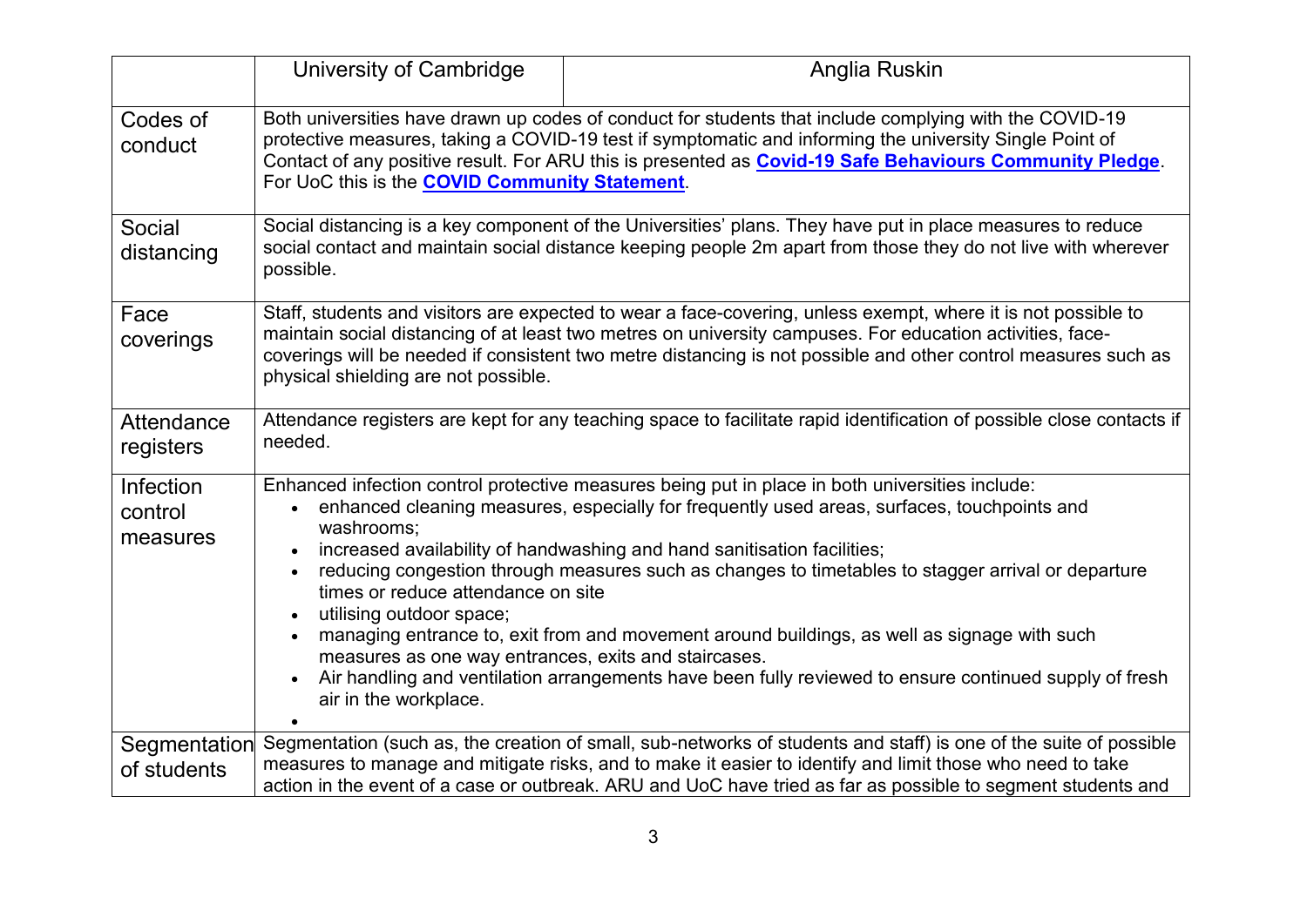| | University of Cambridge | Anglia Ruskin |
|---|---|---|
| Codes of conduct | Both universities have drawn up codes of conduct for students that include complying with the COVID-19 protective measures, taking a COVID-19 test if symptomatic and informing the university Single Point of Contact of any positive result. For ARU this is presented as **Covid-19 Safe Behaviours Community Pledge**. For UoC this is the **COVID Community Statement**. | |
| Social distancing | Social distancing is a key component of the Universities' plans. They have put in place measures to reduce social contact and maintain social distance keeping people 2m apart from those they do not live with wherever possible. | |
| Face coverings | Staff, students and visitors are expected to wear a face-covering, unless exempt, where it is not possible to maintain social distancing of at least two metres on university campuses. For education activities, face-coverings will be needed if consistent two metre distancing is not possible and other control measures such as physical shielding are not possible. | |
| Attendance registers | Attendance registers are kept for any teaching space to facilitate rapid identification of possible close contacts if needed. | |
| Infection control measures | Enhanced infection control protective measures being put in place in both universities include:<br>• enhanced cleaning measures, especially for frequently used areas, surfaces, touchpoints and washrooms;<br>• increased availability of handwashing and hand sanitisation facilities;<br>• reducing congestion through measures such as changes to timetables to stagger arrival or departure times or reduce attendance on site<br>• utilising outdoor space;<br>• managing entrance to, exit from and movement around buildings, as well as signage with such measures as one way entrances, exits and staircases.<br>• Air handling and ventilation arrangements have been fully reviewed to ensure continued supply of fresh air in the workplace.<br>• | |
| Segmentation of students | Segmentation (such as, the creation of small, sub-networks of students and staff) is one of the suite of possible measures to manage and mitigate risks, and to make it easier to identify and limit those who need to take action in the event of a case or outbreak. ARU and UoC have tried as far as possible to segment students and | |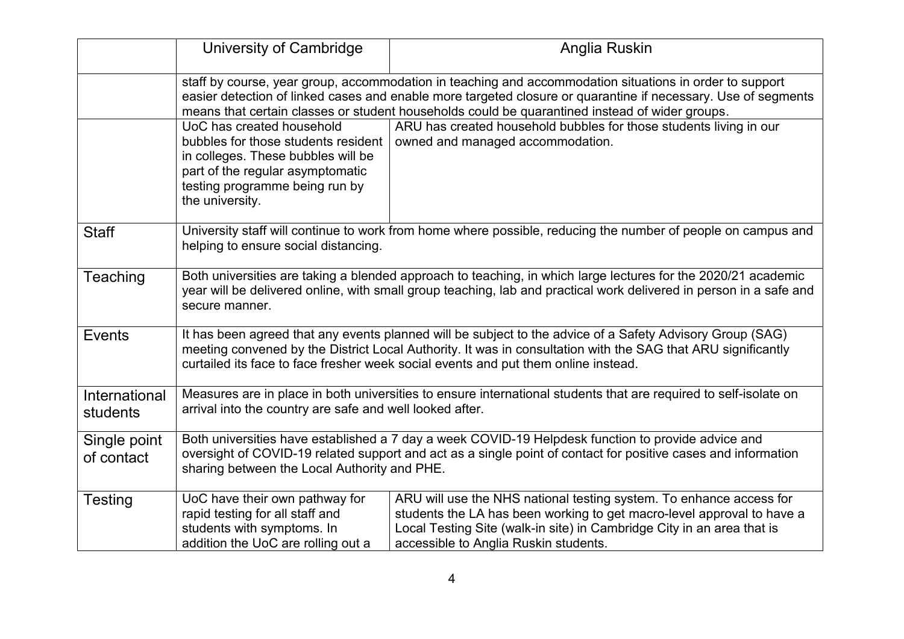|  | University of Cambridge | Anglia Ruskin |
|---|---|---|
|  | staff by course, year group, accommodation in teaching and accommodation situations in order to support easier detection of linked cases and enable more targeted closure or quarantine if necessary. Use of segments means that certain classes or student households could be quarantined instead of wider groups. | |
|  | UoC has created household bubbles for those students resident in colleges. These bubbles will be part of the regular asymptomatic testing programme being run by the university. | ARU has created household bubbles for those students living in our owned and managed accommodation. |
| Staff | University staff will continue to work from home where possible, reducing the number of people on campus and helping to ensure social distancing. | |
| Teaching | Both universities are taking a blended approach to teaching, in which large lectures for the 2020/21 academic year will be delivered online, with small group teaching, lab and practical work delivered in person in a safe and secure manner. | |
| Events | It has been agreed that any events planned will be subject to the advice of a Safety Advisory Group (SAG) meeting convened by the District Local Authority. It was in consultation with the SAG that ARU significantly curtailed its face to face fresher week social events and put them online instead. | |
| International students | Measures are in place in both universities to ensure international students that are required to self-isolate on arrival into the country are safe and well looked after. | |
| Single point of contact | Both universities have established a 7 day a week COVID-19 Helpdesk function to provide advice and oversight of COVID-19 related support and act as a single point of contact for positive cases and information sharing between the Local Authority and PHE. | |
| Testing | UoC have their own pathway for rapid testing for all staff and students with symptoms. In addition the UoC are rolling out a | ARU will use the NHS national testing system. To enhance access for students the LA has been working to get macro-level approval to have a Local Testing Site (walk-in site) in Cambridge City in an area that is accessible to Anglia Ruskin students. |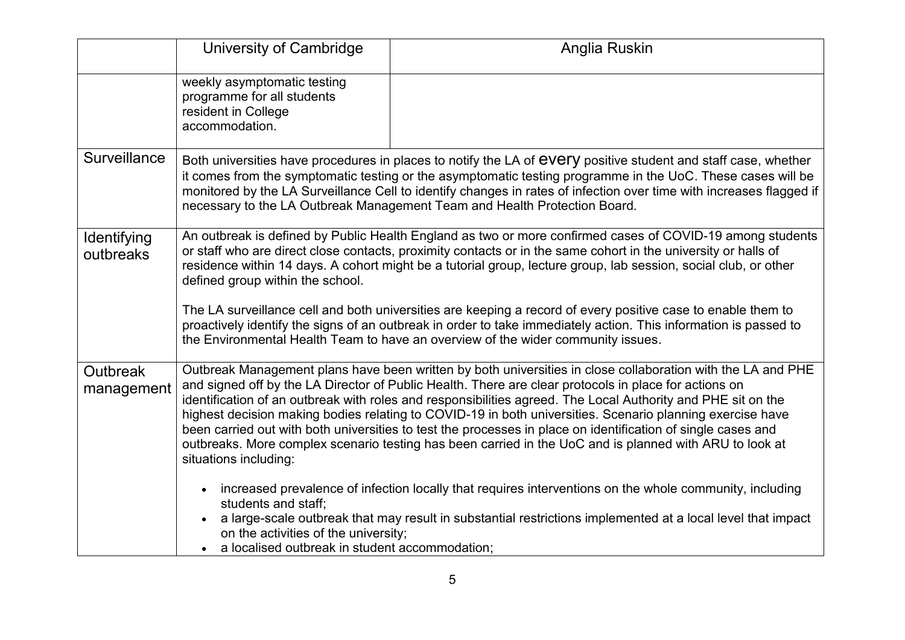| | University of Cambridge | Anglia Ruskin |
|---|---|---|
| | weekly asymptomatic testing programme for all students resident in College accommodation. | |
| Surveillance | Both universities have procedures in places to notify the LA of **every** positive student and staff case, whether it comes from the symptomatic testing or the asymptomatic testing programme in the UoC. These cases will be monitored by the LA Surveillance Cell to identify changes in rates of infection over time with increases flagged if necessary to the LA Outbreak Management Team and Health Protection Board. | |
| Identifying outbreaks | An outbreak is defined by Public Health England as two or more confirmed cases of COVID-19 among students or staff who are direct close contacts, proximity contacts or in the same cohort in the university or halls of residence within 14 days. A cohort might be a tutorial group, lecture group, lab session, social club, or other defined group within the school.<br><br>The LA surveillance cell and both universities are keeping a record of every positive case to enable them to proactively identify the signs of an outbreak in order to take immediately action. This information is passed to the Environmental Health Team to have an overview of the wider community issues. | |
| Outbreak management | Outbreak Management plans have been written by both universities in close collaboration with the LA and PHE and signed off by the LA Director of Public Health. There are clear protocols in place for actions on identification of an outbreak with roles and responsibilities agreed. The Local Authority and PHE sit on the highest decision making bodies relating to COVID-19 in both universities. Scenario planning exercise have been carried out with both universities to test the processes in place on identification of single cases and outbreaks. More complex scenario testing has been carried in the UoC and is planned with ARU to look at situations including:<br><br>• increased prevalence of infection locally that requires interventions on the whole community, including students and staff;<br>• a large-scale outbreak that may result in substantial restrictions implemented at a local level that impact on the activities of the university;<br>• a localised outbreak in student accommodation; | |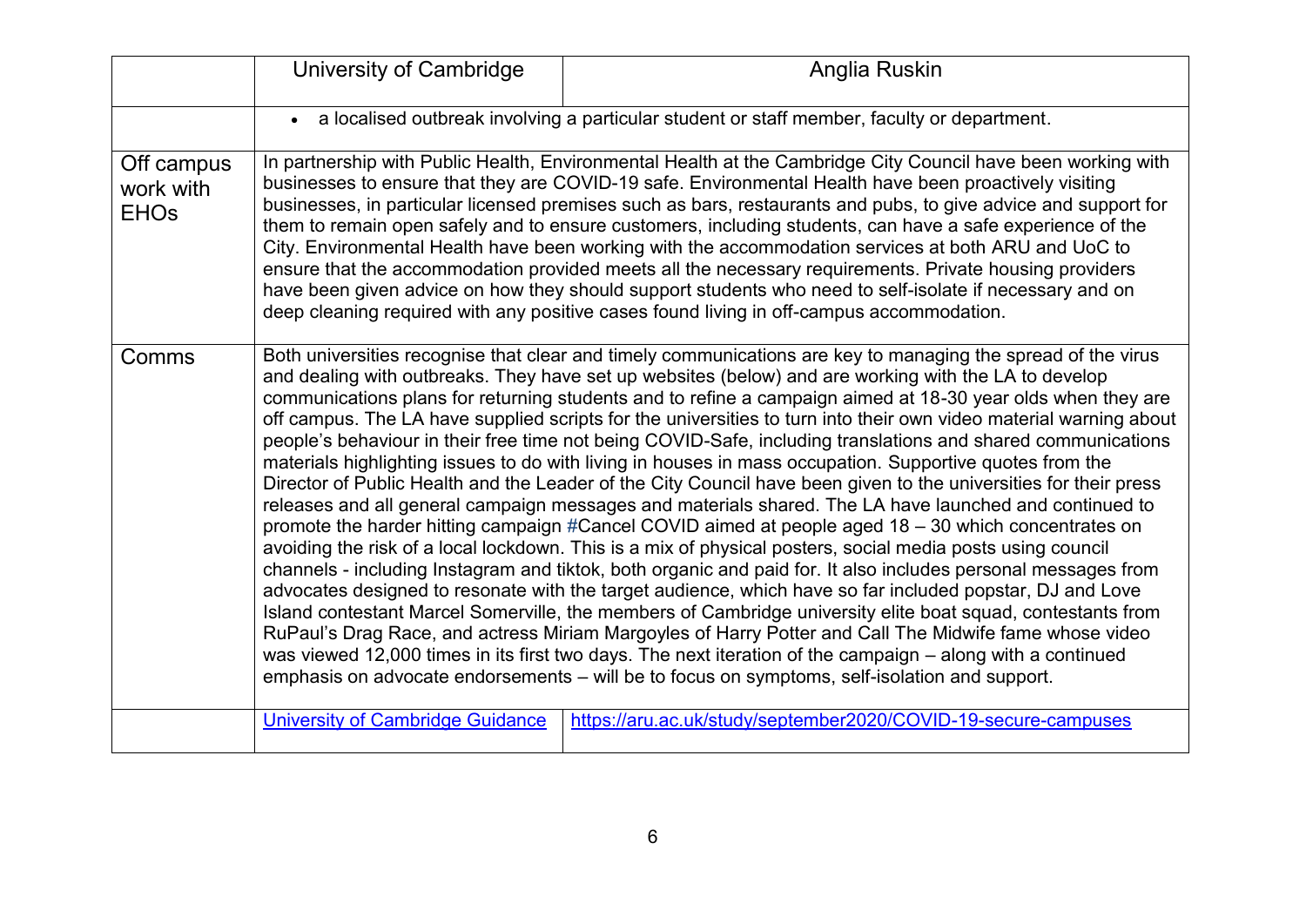| | University of Cambridge | Anglia Ruskin |
|---|---|---|
| | • a localised outbreak involving a particular student or staff member, faculty or department. | |
| Off campus work with EHOs | In partnership with Public Health, Environmental Health at the Cambridge City Council have been working with businesses to ensure that they are COVID-19 safe. Environmental Health have been proactively visiting businesses, in particular licensed premises such as bars, restaurants and pubs, to give advice and support for them to remain open safely and to ensure customers, including students, can have a safe experience of the City. Environmental Health have been working with the accommodation services at both ARU and UoC to ensure that the accommodation provided meets all the necessary requirements. Private housing providers have been given advice on how they should support students who need to self-isolate if necessary and on deep cleaning required with any positive cases found living in off-campus accommodation. | |
| Comms | Both universities recognise that clear and timely communications are key to managing the spread of the virus and dealing with outbreaks. They have set up websites (below) and are working with the LA to develop communications plans for returning students and to refine a campaign aimed at 18-30 year olds when they are off campus. The LA have supplied scripts for the universities to turn into their own video material warning about people's behaviour in their free time not being COVID-Safe, including translations and shared communications materials highlighting issues to do with living in houses in mass occupation. Supportive quotes from the Director of Public Health and the Leader of the City Council have been given to the universities for their press releases and all general campaign messages and materials shared. The LA have launched and continued to promote the harder hitting campaign #Cancel COVID aimed at people aged 18 – 30 which concentrates on avoiding the risk of a local lockdown. This is a mix of physical posters, social media posts using council channels - including Instagram and tiktok, both organic and paid for. It also includes personal messages from advocates designed to resonate with the target audience, which have so far included popstar, DJ and Love Island contestant Marcel Somerville, the members of Cambridge university elite boat squad, contestants from RuPaul's Drag Race, and actress Miriam Margoyles of Harry Potter and Call The Midwife fame whose video was viewed 12,000 times in its first two days. The next iteration of the campaign – along with a continued emphasis on advocate endorsements – will be to focus on symptoms, self-isolation and support. | |
| | University of Cambridge Guidance | https://aru.ac.uk/study/september2020/COVID-19-secure-campuses |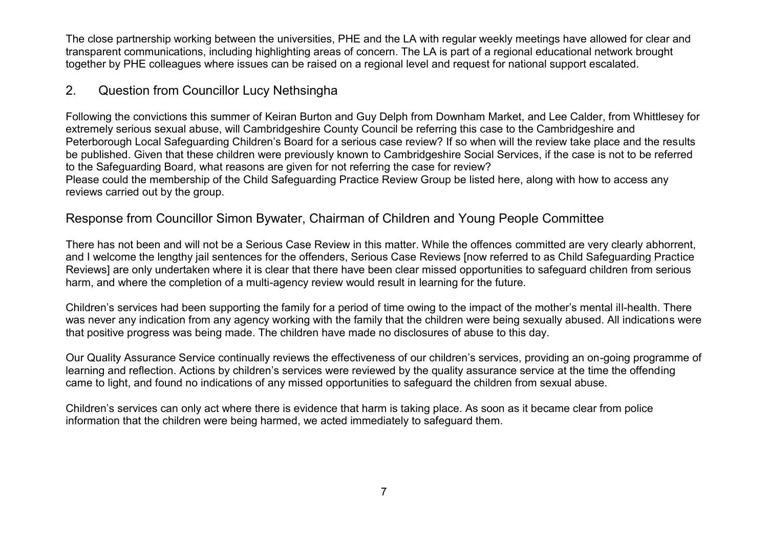The close partnership working between the universities, PHE and the LA with regular weekly meetings have allowed for clear and transparent communications, including highlighting areas of concern. The LA is part of a regional educational network brought together by PHE colleagues where issues can be raised on a regional level and request for national support escalated.

## 2. Question from Councillor Lucy Nethsingha

Following the convictions this summer of Keiran Burton and Guy Delph from Downham Market, and Lee Calder, from Whittlesey for extremely serious sexual abuse, will Cambridgeshire County Council be referring this case to the Cambridgeshire and Peterborough Local Safeguarding Children's Board for a serious case review? If so when will the review take place and the results be published. Given that these children were previously known to Cambridgeshire Social Services, if the case is not to be referred to the Safeguarding Board, what reasons are given for not referring the case for review?
Please could the membership of the Child Safeguarding Practice Review Group be listed here, along with how to access any reviews carried out by the group.

## Response from Councillor Simon Bywater, Chairman of Children and Young People Committee

There has not been and will not be a Serious Case Review in this matter. While the offences committed are very clearly abhorrent, and I welcome the lengthy jail sentences for the offenders, Serious Case Reviews [now referred to as Child Safeguarding Practice Reviews] are only undertaken where it is clear that there have been clear missed opportunities to safeguard children from serious harm, and where the completion of a multi-agency review would result in learning for the future.

Children's services had been supporting the family for a period of time owing to the impact of the mother's mental ill-health. There was never any indication from any agency working with the family that the children were being sexually abused. All indications were that positive progress was being made. The children have made no disclosures of abuse to this day.

Our Quality Assurance Service continually reviews the effectiveness of our children's services, providing an on-going programme of learning and reflection. Actions by children's services were reviewed by the quality assurance service at the time the offending came to light, and found no indications of any missed opportunities to safeguard the children from sexual abuse.

Children's services can only act where there is evidence that harm is taking place. As soon as it became clear from police information that the children were being harmed, we acted immediately to safeguard them.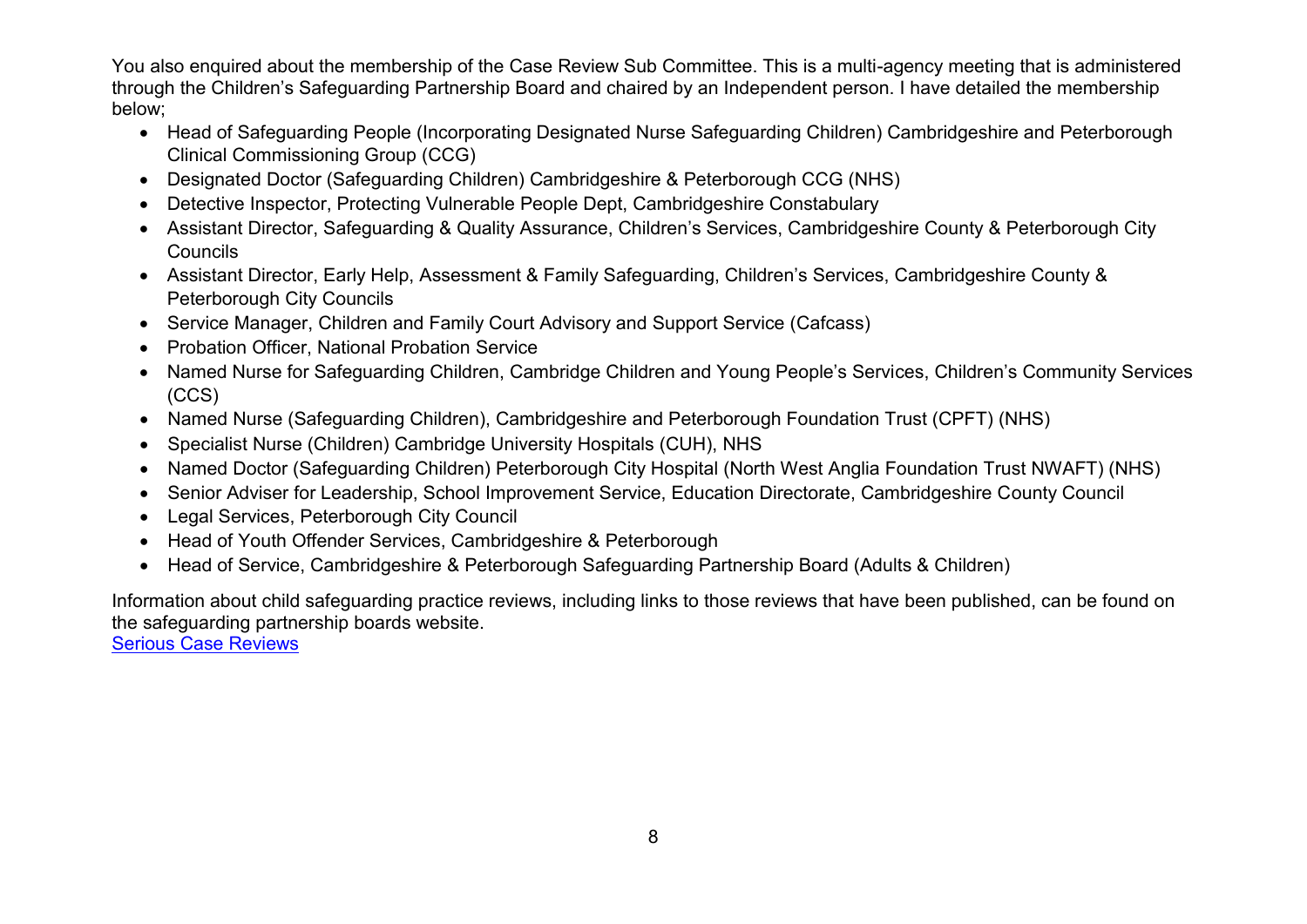You also enquired about the membership of the Case Review Sub Committee. This is a multi-agency meeting that is administered through the Children's Safeguarding Partnership Board and chaired by an Independent person. I have detailed the membership below;

- Head of Safeguarding People (Incorporating Designated Nurse Safeguarding Children) Cambridgeshire and Peterborough Clinical Commissioning Group (CCG)
- Designated Doctor (Safeguarding Children) Cambridgeshire & Peterborough CCG (NHS)
- Detective Inspector, Protecting Vulnerable People Dept, Cambridgeshire Constabulary
- Assistant Director, Safeguarding & Quality Assurance, Children's Services, Cambridgeshire County & Peterborough City Councils
- Assistant Director, Early Help, Assessment & Family Safeguarding, Children's Services, Cambridgeshire County & Peterborough City Councils
- Service Manager, Children and Family Court Advisory and Support Service (Cafcass)
- Probation Officer, National Probation Service
- Named Nurse for Safeguarding Children, Cambridge Children and Young People's Services, Children's Community Services (CCS)
- Named Nurse (Safeguarding Children), Cambridgeshire and Peterborough Foundation Trust (CPFT) (NHS)
- Specialist Nurse (Children) Cambridge University Hospitals (CUH), NHS
- Named Doctor (Safeguarding Children) Peterborough City Hospital (North West Anglia Foundation Trust NWAFT) (NHS)
- Senior Adviser for Leadership, School Improvement Service, Education Directorate, Cambridgeshire County Council
- Legal Services, Peterborough City Council
- Head of Youth Offender Services, Cambridgeshire & Peterborough
- Head of Service, Cambridgeshire & Peterborough Safeguarding Partnership Board (Adults & Children)

Information about child safeguarding practice reviews, including links to those reviews that have been published, can be found on the safeguarding partnership boards website.
Serious Case Reviews